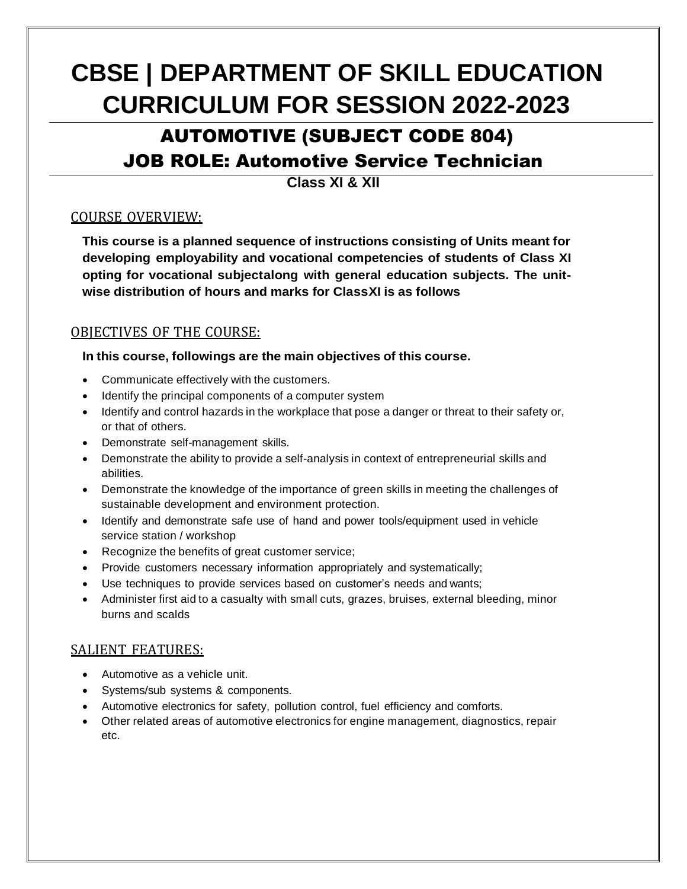# CBSE | DEPARTMENT OF SKILL EDUCATION CURRICULUM FOR SESSION 2022-2023

## AUTOMOTIVE (SUBJECT CODE 804)

## JOB ROLE: Automotive Service Technician

**Class XI & XII**

### COURSE OVERVIEW:

**This course is a planned sequence of instructions consisting of Units meant for developing employability and vocational competencies of students of Class XI opting for vocational subjectalong with general education subjects. The unit-wise distribution of hours and marks for ClassXI is as follows**

### OBJECTIVES OF THE COURSE:

**In this course, followings are the main objectives of this course.**

- Communicate effectively with the customers.
- Identify the principal components of a computer system
- Identify and control hazards in the workplace that pose a danger or threat to their safety or, or that of others.
- Demonstrate self-management skills.
- Demonstrate the ability to provide a self-analysis in context of entrepreneurial skills and abilities.
- Demonstrate the knowledge of the importance of green skills in meeting the challenges of sustainable development and environment protection.
- Identify and demonstrate safe use of hand and power tools/equipment used in vehicle service station / workshop
- Recognize the benefits of great customer service;
- Provide customers necessary information appropriately and systematically;
- Use techniques to provide services based on customer's needs and wants;
- Administer first aid to a casualty with small cuts, grazes, bruises, external bleeding, minor burns and scalds

### SALIENT FEATURES:

- Automotive as a vehicle unit.
- Systems/sub systems & components.
- Automotive electronics for safety, pollution control, fuel efficiency and comforts.
- Other related areas of automotive electronics for engine management, diagnostics, repair etc.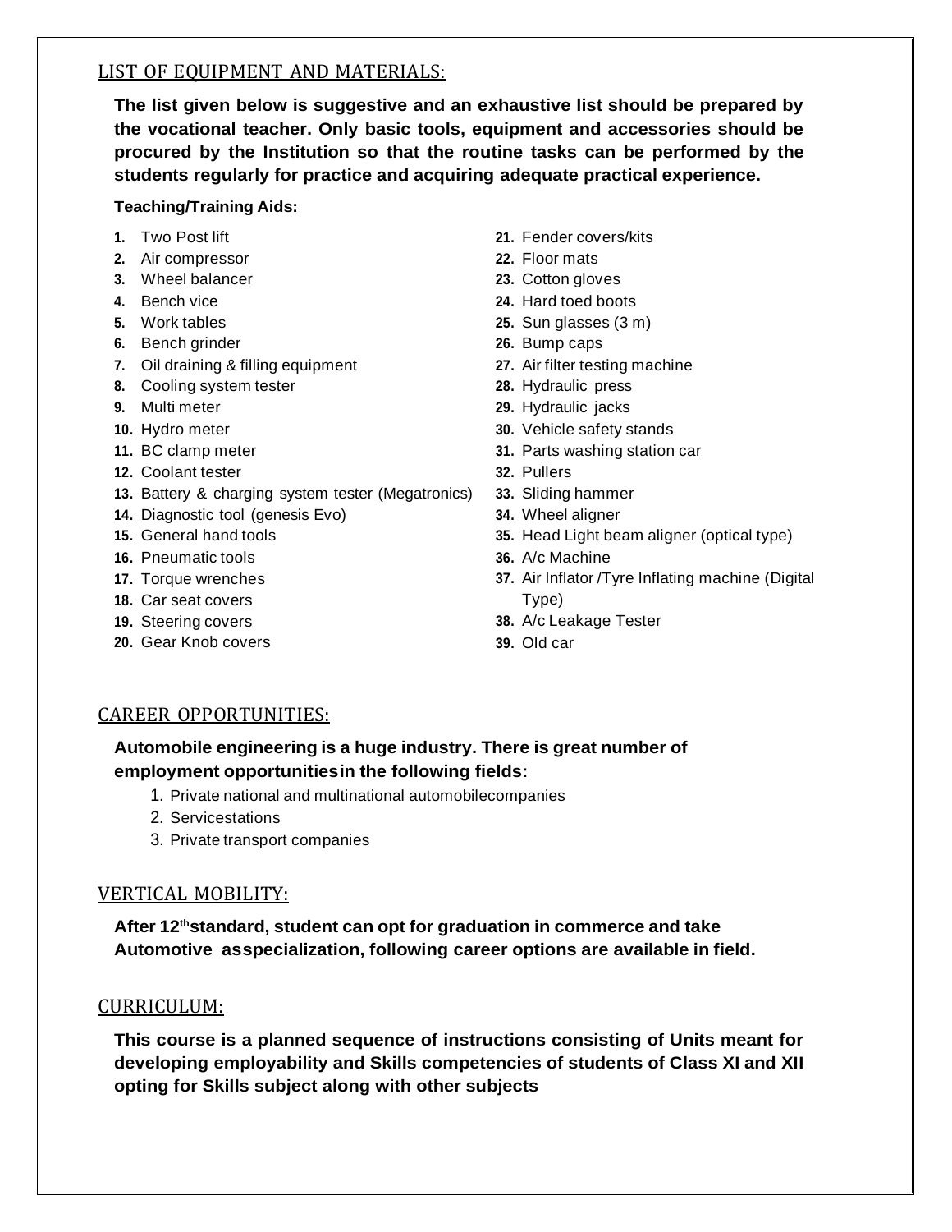## LIST OF EQUIPMENT AND MATERIALS:

**The list given below is suggestive and an exhaustive list should be prepared by the vocational teacher. Only basic tools, equipment and accessories should be procured by the Institution so that the routine tasks can be performed by the students regularly for practice and acquiring adequate practical experience.**

**Teaching/Training Aids:**

1. Two Post lift
2. Air compressor
3. Wheel balancer
4. Bench vice
5. Work tables
6. Bench grinder
7. Oil draining & filling equipment
8. Cooling system tester
9. Multi meter
10. Hydro meter
11. BC clamp meter
12. Coolant tester
13. Battery & charging system tester (Megatronics)
14. Diagnostic tool (genesis Evo)
15. General hand tools
16. Pneumatic tools
17. Torque wrenches
18. Car seat covers
19. Steering covers
20. Gear Knob covers
21. Fender covers/kits
22. Floor mats
23. Cotton gloves
24. Hard toed boots
25. Sun glasses (3 m)
26. Bump caps
27. Air filter testing machine
28. Hydraulic press
29. Hydraulic jacks
30. Vehicle safety stands
31. Parts washing station car
32. Pullers
33. Sliding hammer
34. Wheel aligner
35. Head Light beam aligner (optical type)
36. A/c Machine
37. Air Inflator /Tyre Inflating machine (Digital Type)
38. A/c Leakage Tester
39. Old car

## CAREER OPPORTUNITIES:

**Automobile engineering is a huge industry. There is great number of employment opportunitiesin the following fields:**

1. Private national and multinational automobilecompanies
2. Servicestations
3. Private transport companies

## VERTICAL MOBILITY:

**After 12thstandard, student can opt for graduation in commerce and take Automotive asspecialization, following career options are available in field.**

## CURRICULUM:

**This course is a planned sequence of instructions consisting of Units meant for developing employability and Skills competencies of students of Class XI and XII opting for Skills subject along with other subjects**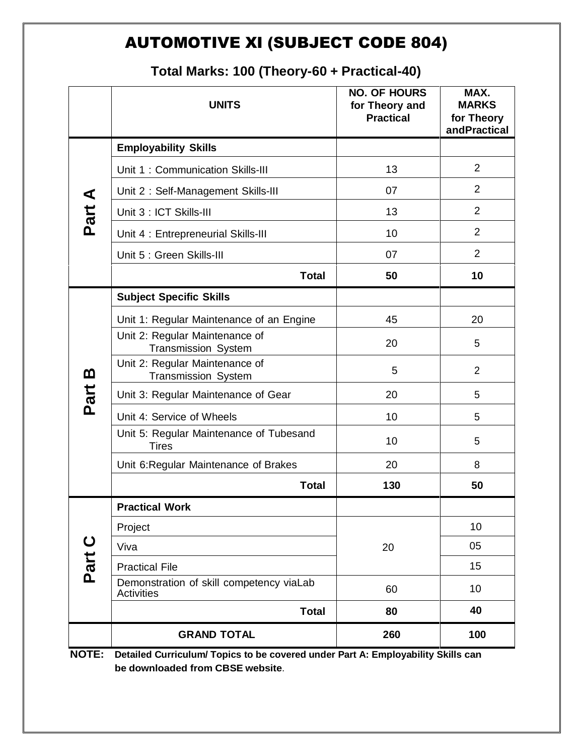# AUTOMOTIVE XI (SUBJECT CODE 804)

## Total Marks: 100 (Theory-60 + Practical-40)

| | UNITS | NO. OF HOURS for Theory and Practical | MAX. MARKS for Theory andPractical |
|---|---|---|---|
| Part A | **Employability Skills** | | |
| | Unit 1 : Communication Skills-III | 13 | 2 |
| | Unit 2 : Self-Management Skills-III | 07 | 2 |
| | Unit 3 : ICT Skills-III | 13 | 2 |
| | Unit 4 : Entrepreneurial Skills-III | 10 | 2 |
| | Unit 5 : Green Skills-III | 07 | 2 |
| | **Total** | **50** | **10** |
| Part B | **Subject Specific Skills** | | |
| | Unit 1: Regular Maintenance of an Engine | 45 | 20 |
| | Unit 2: Regular Maintenance of Transmission System | 20 | 5 |
| | Unit 2: Regular Maintenance of Transmission System | 5 | 2 |
| | Unit 3: Regular Maintenance of Gear | 20 | 5 |
| | Unit 4: Service of Wheels | 10 | 5 |
| | Unit 5: Regular Maintenance of Tubesand Tires | 10 | 5 |
| | Unit 6:Regular Maintenance of Brakes | 20 | 8 |
| | **Total** | **130** | **50** |
| Part C | **Practical Work** | | |
| | Project | 20 | 10 |
| | Viva | | 05 |
| | Practical File | | 15 |
| | Demonstration of skill competency viaLab Activities | 60 | 10 |
| | **Total** | **80** | **40** |
| | **GRAND TOTAL** | **260** | **100** |

**NOTE:** **Detailed Curriculum/ Topics to be covered under Part A: Employability Skills can be downloaded from CBSE website**.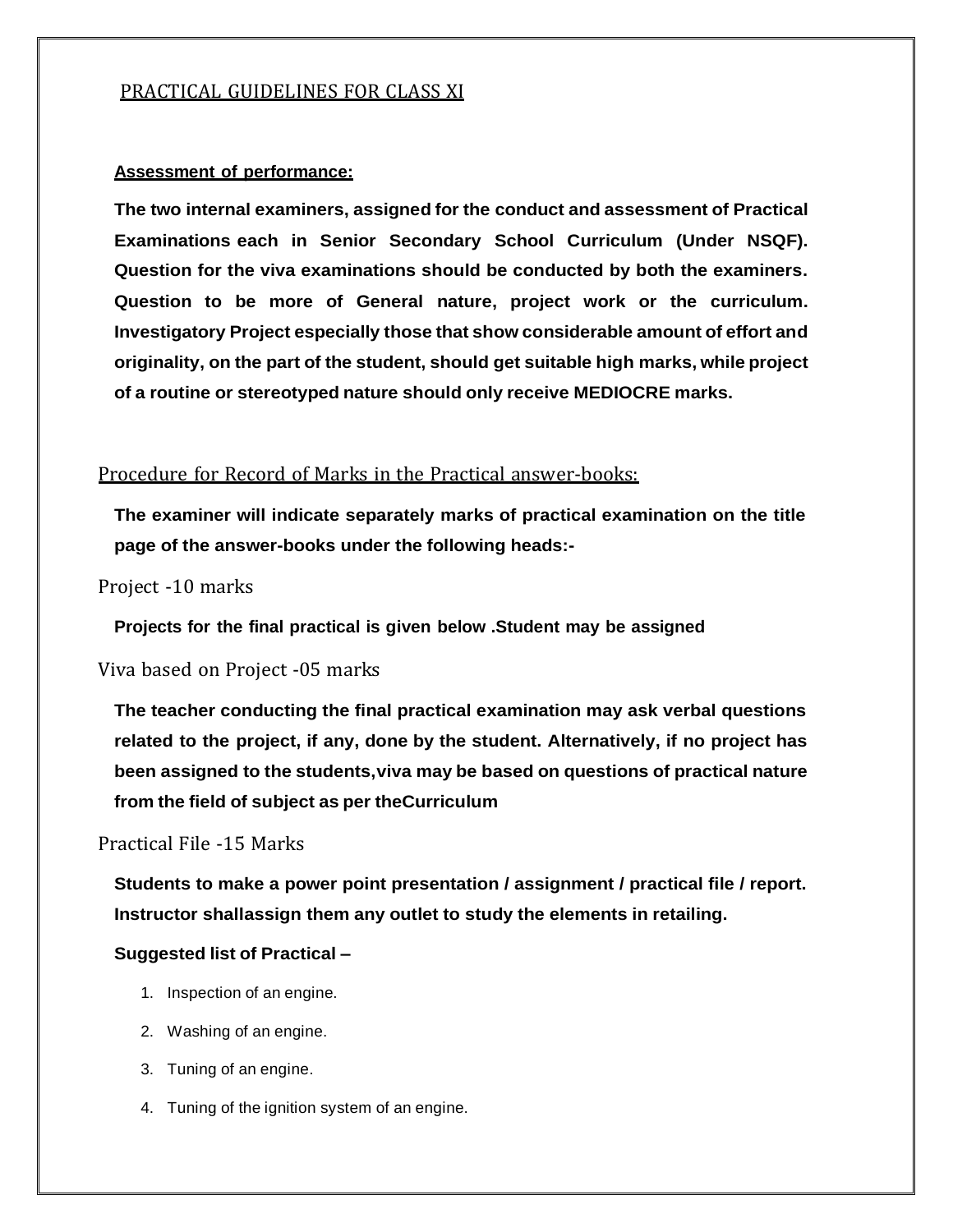## PRACTICAL GUIDELINES FOR CLASS XI

**Assessment of performance:**

**The two internal examiners, assigned for the conduct and assessment of Practical Examinations each in Senior Secondary School Curriculum (Under NSQF). Question for the viva examinations should be conducted by both the examiners. Question to be more of General nature, project work or the curriculum. Investigatory Project especially those that show considerable amount of effort and originality, on the part of the student, should get suitable high marks, while project of a routine or stereotyped nature should only receive MEDIOCRE marks.**

### Procedure for Record of Marks in the Practical answer-books:

**The examiner will indicate separately marks of practical examination on the title page of the answer-books under the following heads:-**

Project -10 marks

**Projects for the final practical is given below .Student may be assigned**

Viva based on Project -05 marks

**The teacher conducting the final practical examination may ask verbal questions related to the project, if any, done by the student. Alternatively, if no project has been assigned to the students,viva may be based on questions of practical nature from the field of subject as per theCurriculum**

Practical File -15 Marks

**Students to make a power point presentation / assignment / practical file / report. Instructor shallassign them any outlet to study the elements in retailing.**

**Suggested list of Practical –**

1. Inspection of an engine.
2. Washing of an engine.
3. Tuning of an engine.
4. Tuning of the ignition system of an engine.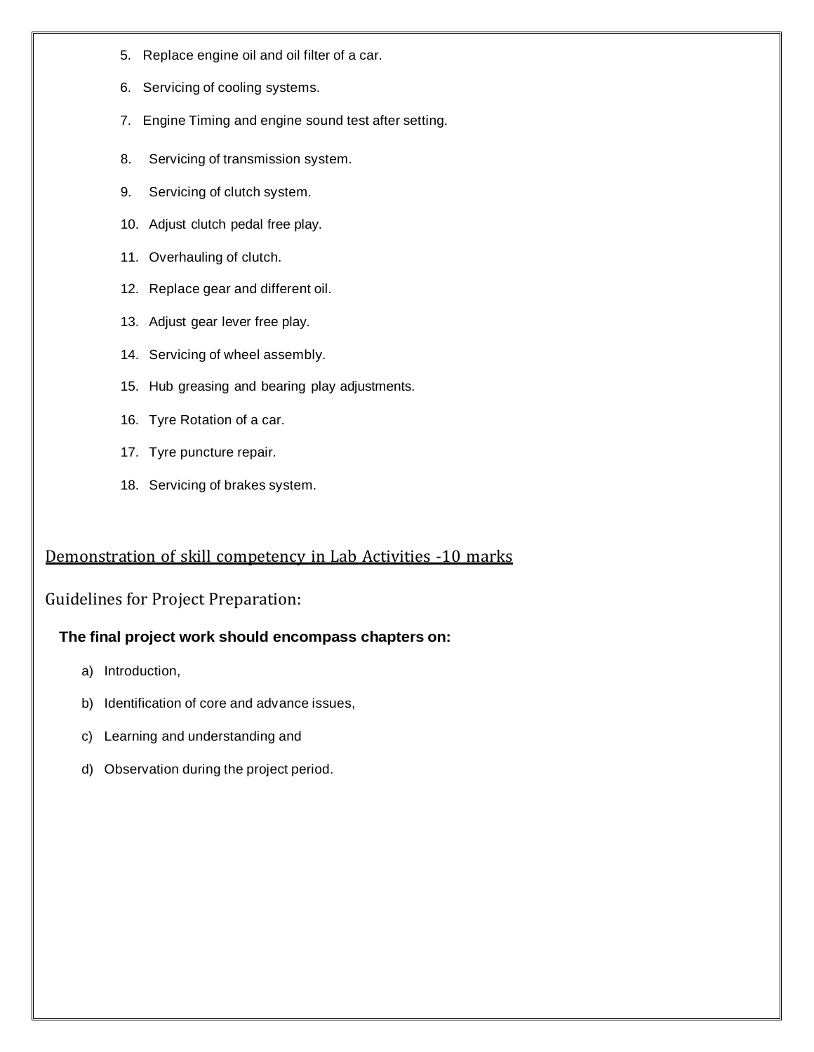5. Replace engine oil and oil filter of a car.
6. Servicing of cooling systems.
7. Engine Timing and engine sound test after setting.
8. Servicing of transmission system.
9. Servicing of clutch system.
10. Adjust clutch pedal free play.
11. Overhauling of clutch.
12. Replace gear and different oil.
13. Adjust gear lever free play.
14. Servicing of wheel assembly.
15. Hub greasing and bearing play adjustments.
16. Tyre Rotation of a car.
17. Tyre puncture repair.
18. Servicing of brakes system.

<u>Demonstration of skill competency in Lab Activities -10 marks</u>

Guidelines for Project Preparation:

**The final project work should encompass chapters on:**

a) Introduction,
b) Identification of core and advance issues,
c) Learning and understanding and
d) Observation during the project period.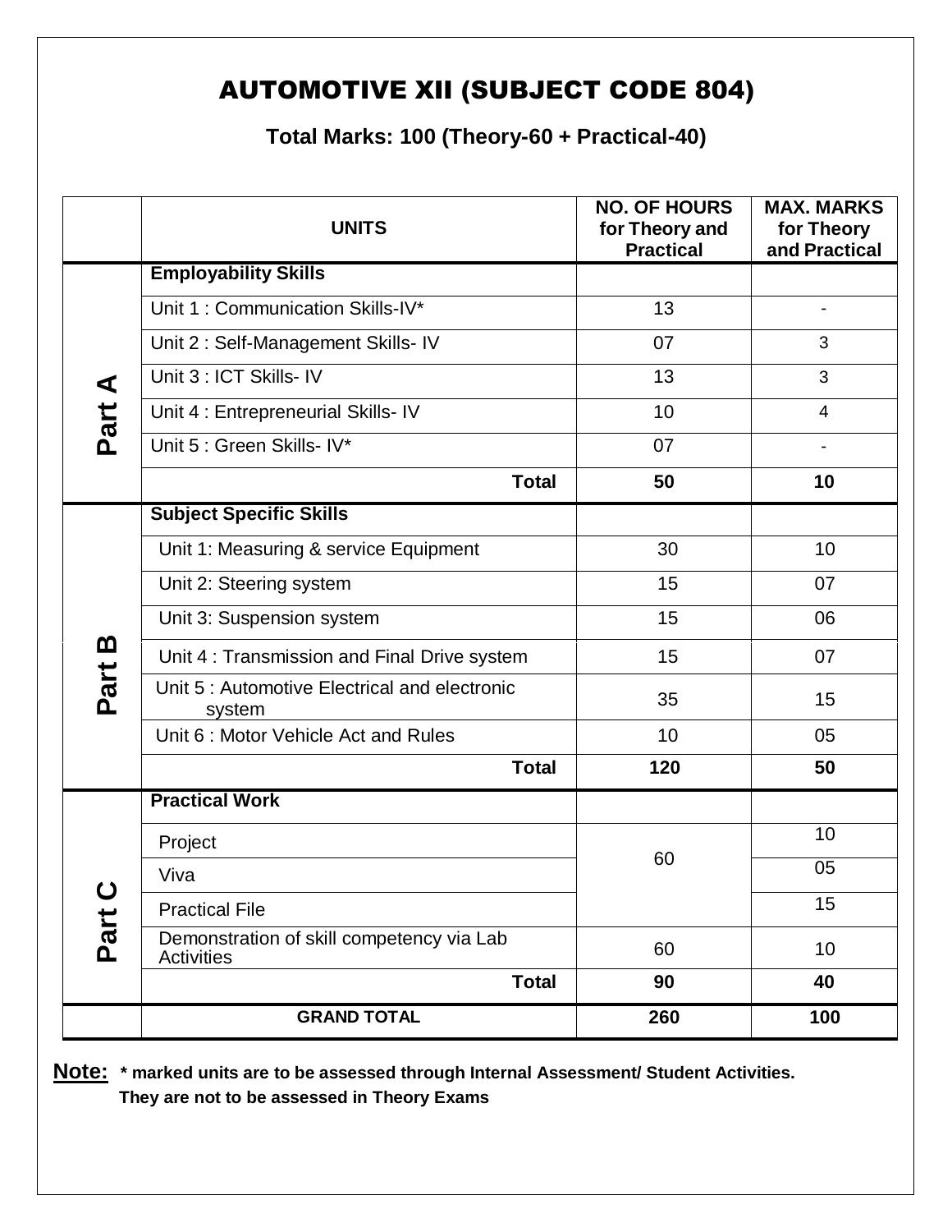# AUTOMOTIVE XII (SUBJECT CODE 804)

**Total Marks: 100 (Theory-60 + Practical-40)**

| | UNITS | NO. OF HOURS for Theory and Practical | MAX. MARKS for Theory and Practical |
|---|---|---|---|
| **Part A** | **Employability Skills** | | |
| | Unit 1 : Communication Skills-IV* | 13 | - |
| | Unit 2 : Self-Management Skills- IV | 07 | 3 |
| | Unit 3 : ICT Skills- IV | 13 | 3 |
| | Unit 4 : Entrepreneurial Skills- IV | 10 | 4 |
| | Unit 5 : Green Skills- IV* | 07 | - |
| | **Total** | **50** | **10** |
| **Part B** | **Subject Specific Skills** | | |
| | Unit 1: Measuring & service Equipment | 30 | 10 |
| | Unit 2: Steering system | 15 | 07 |
| | Unit 3: Suspension system | 15 | 06 |
| | Unit 4 : Transmission and Final Drive system | 15 | 07 |
| | Unit 5 : Automotive Electrical and electronic system | 35 | 15 |
| | Unit 6 : Motor Vehicle Act and Rules | 10 | 05 |
| | **Total** | **120** | **50** |
| **Part C** | **Practical Work** | | |
| | Project | 60 | 10 |
| | Viva | | 05 |
| | Practical File | | 15 |
| | Demonstration of skill competency via Lab Activities | 60 | 10 |
| | **Total** | **90** | **40** |
| | **GRAND TOTAL** | **260** | **100** |

**Note:** **\* marked units are to be assessed through Internal Assessment/ Student Activities. They are not to be assessed in Theory Exams**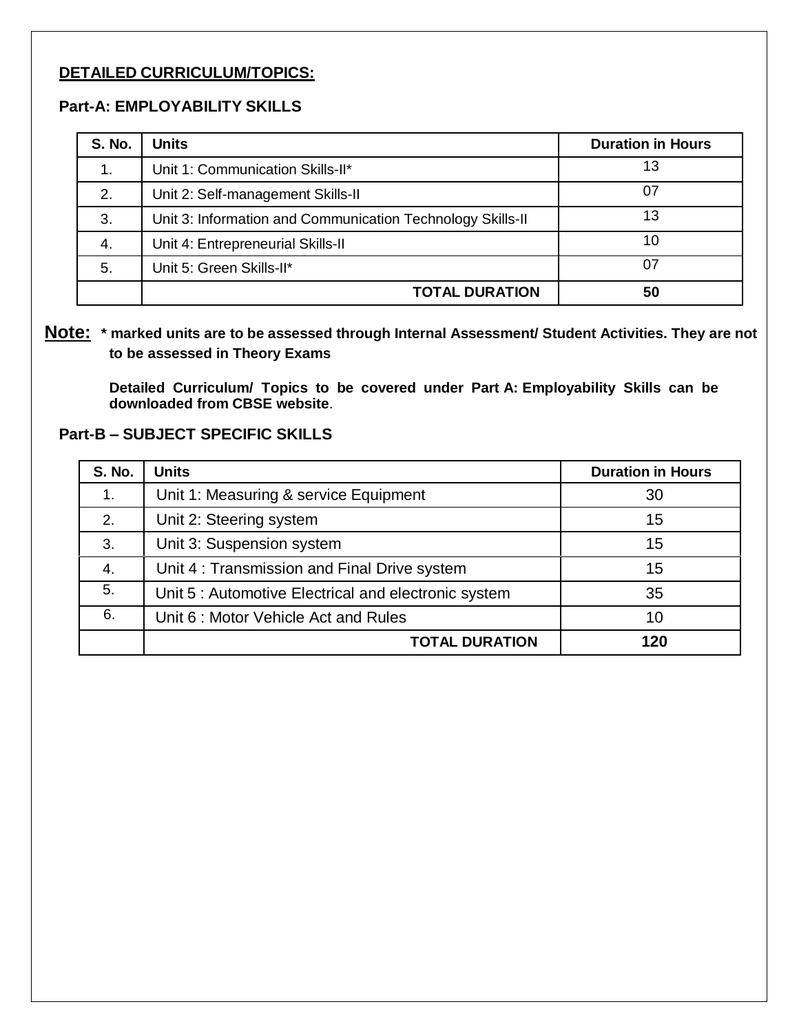## DETAILED CURRICULUM/TOPICS:

### Part-A: EMPLOYABILITY SKILLS

| S. No. | Units | Duration in Hours |
|---|---|---|
| 1. | Unit 1: Communication Skills-II* | 13 |
| 2. | Unit 2: Self-management Skills-II | 07 |
| 3. | Unit 3: Information and Communication Technology Skills-II | 13 |
| 4. | Unit 4: Entrepreneurial Skills-II | 10 |
| 5. | Unit 5: Green Skills-II* | 07 |
| | **TOTAL DURATION** | **50** |

**Note:** **\* marked units are to be assessed through Internal Assessment/ Student Activities. They are not to be assessed in Theory Exams**

**Detailed Curriculum/ Topics to be covered under Part A: Employability Skills can be downloaded from CBSE website**.

### Part-B – SUBJECT SPECIFIC SKILLS

| S. No. | Units | Duration in Hours |
|---|---|---|
| 1. | Unit 1: Measuring & service Equipment | 30 |
| 2. | Unit 2: Steering system | 15 |
| 3. | Unit 3: Suspension system | 15 |
| 4. | Unit 4 : Transmission and Final Drive system | 15 |
| 5. | Unit 5 : Automotive Electrical and electronic system | 35 |
| 6. | Unit 6 : Motor Vehicle Act and Rules | 10 |
| | **TOTAL DURATION** | **120** |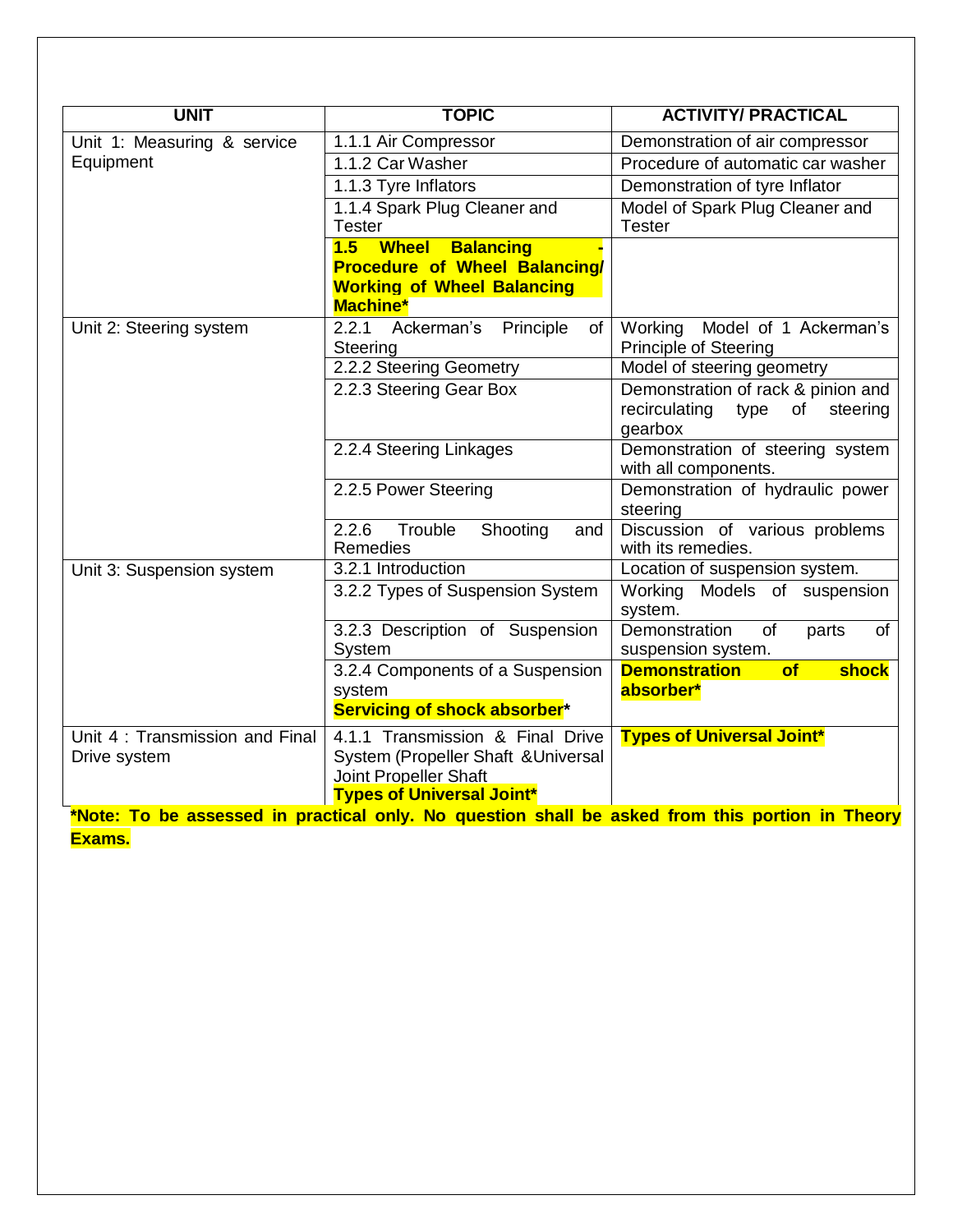| UNIT | TOPIC | ACTIVITY/ PRACTICAL |
|---|---|---|
| Unit 1: Measuring & service Equipment | 1.1.1 Air Compressor | Demonstration of air compressor |
| | 1.1.2 Car Washer | Procedure of automatic car washer |
| | 1.1.3 Tyre Inflators | Demonstration of tyre Inflator |
| | 1.1.4 Spark Plug Cleaner and Tester | Model of Spark Plug Cleaner and Tester |
| | **1.5 Wheel Balancing - Procedure of Wheel Balancing/ Working of Wheel Balancing Machine*** | |
| Unit 2: Steering system | 2.2.1 Ackerman's Principle of Steering | Working Model of 1 Ackerman's Principle of Steering |
| | 2.2.2 Steering Geometry | Model of steering geometry |
| | 2.2.3 Steering Gear Box | Demonstration of rack & pinion and recirculating type of steering gearbox |
| | 2.2.4 Steering Linkages | Demonstration of steering system with all components. |
| | 2.2.5 Power Steering | Demonstration of hydraulic power steering |
| | 2.2.6 Trouble Shooting and Remedies | Discussion of various problems with its remedies. |
| Unit 3: Suspension system | 3.2.1 Introduction | Location of suspension system. |
| | 3.2.2 Types of Suspension System | Working Models of suspension system. |
| | 3.2.3 Description of Suspension System | Demonstration of parts of suspension system. |
| | 3.2.4 Components of a Suspension system **Servicing of shock absorber*** | **Demonstration of shock absorber*** |
| Unit 4 : Transmission and Final Drive system | 4.1.1 Transmission & Final Drive System (Propeller Shaft &Universal Joint Propeller Shaft **Types of Universal Joint*** | **Types of Universal Joint*** |

***Note: To be assessed in practical only. No question shall be asked from this portion in Theory Exams.**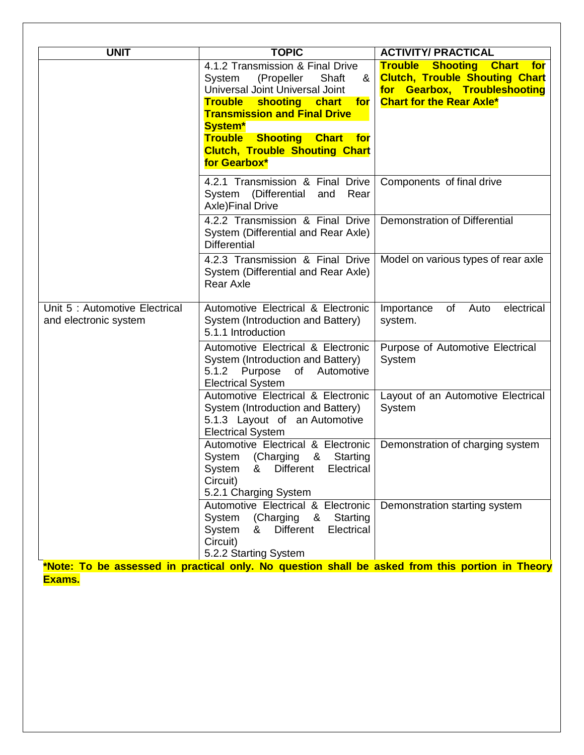| UNIT | TOPIC | ACTIVITY/ PRACTICAL |
|---|---|---|
| | 4.1.2 Transmission & Final Drive System (Propeller Shaft & Universal Joint Universal Joint **Trouble shooting chart for Transmission and Final Drive System*** **Trouble Shooting Chart for Clutch, Trouble Shouting Chart for Gearbox*** | **Trouble Shooting Chart for Clutch, Trouble Shouting Chart for Gearbox, Troubleshooting Chart for the Rear Axle*** |
| | 4.2.1 Transmission & Final Drive System (Differential and Rear Axle)Final Drive | Components of final drive |
| | 4.2.2 Transmission & Final Drive System (Differential and Rear Axle) Differential | Demonstration of Differential |
| | 4.2.3 Transmission & Final Drive System (Differential and Rear Axle) Rear Axle | Model on various types of rear axle |
| Unit 5 : Automotive Electrical and electronic system | Automotive Electrical & Electronic System (Introduction and Battery) 5.1.1 Introduction | Importance of Auto electrical system. |
| | Automotive Electrical & Electronic System (Introduction and Battery) 5.1.2 Purpose of Automotive Electrical System | Purpose of Automotive Electrical System |
| | Automotive Electrical & Electronic System (Introduction and Battery) 5.1.3 Layout of an Automotive Electrical System | Layout of an Automotive Electrical System |
| | Automotive Electrical & Electronic System (Charging & Starting System & Different Electrical Circuit) 5.2.1 Charging System | Demonstration of charging system |
| | Automotive Electrical & Electronic System (Charging & Starting System & Different Electrical Circuit) 5.2.2 Starting System | Demonstration starting system |

***Note: To be assessed in practical only. No question shall be asked from this portion in Theory Exams.**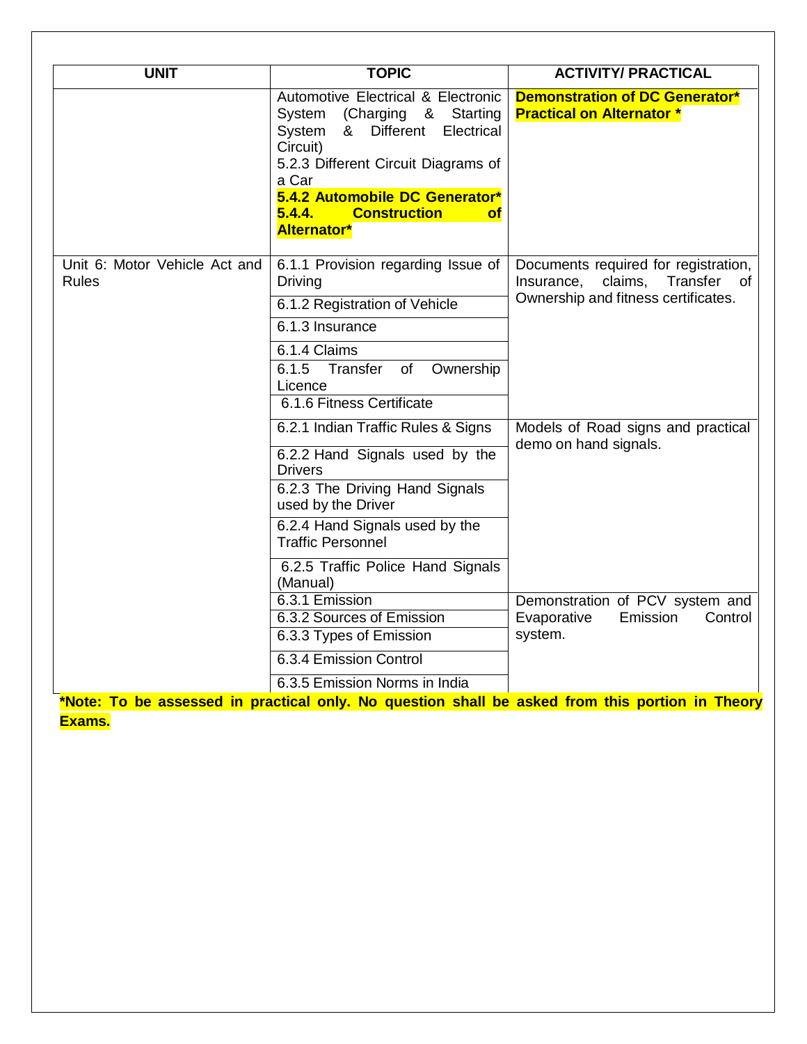| UNIT | TOPIC | ACTIVITY/ PRACTICAL |
|---|---|---|
| | Automotive Electrical & Electronic System (Charging & Starting System & Different Electrical Circuit)<br>5.2.3 Different Circuit Diagrams of a Car<br>**5.4.2 Automobile DC Generator***<br>**5.4.4. Construction of Alternator*** | **Demonstration of DC Generator***<br>**Practical on Alternator *** |
| Unit 6: Motor Vehicle Act and Rules | 6.1.1 Provision regarding Issue of Driving | Documents required for registration, Insurance, claims, Transfer of Ownership and fitness certificates. |
| | 6.1.2 Registration of Vehicle | |
| | 6.1.3 Insurance | |
| | 6.1.4 Claims | |
| | 6.1.5 Transfer of Ownership Licence | |
| | 6.1.6 Fitness Certificate | |
| | 6.2.1 Indian Traffic Rules & Signs | Models of Road signs and practical demo on hand signals. |
| | 6.2.2 Hand Signals used by the Drivers | |
| | 6.2.3 The Driving Hand Signals used by the Driver | |
| | 6.2.4 Hand Signals used by the Traffic Personnel | |
| | 6.2.5 Traffic Police Hand Signals (Manual) | |
| | 6.3.1 Emission | Demonstration of PCV system and Evaporative Emission Control system. |
| | 6.3.2 Sources of Emission | |
| | 6.3.3 Types of Emission | |
| | 6.3.4 Emission Control | |
| | 6.3.5 Emission Norms in India | |

***Note: To be assessed in practical only. No question shall be asked from this portion in Theory Exams.**